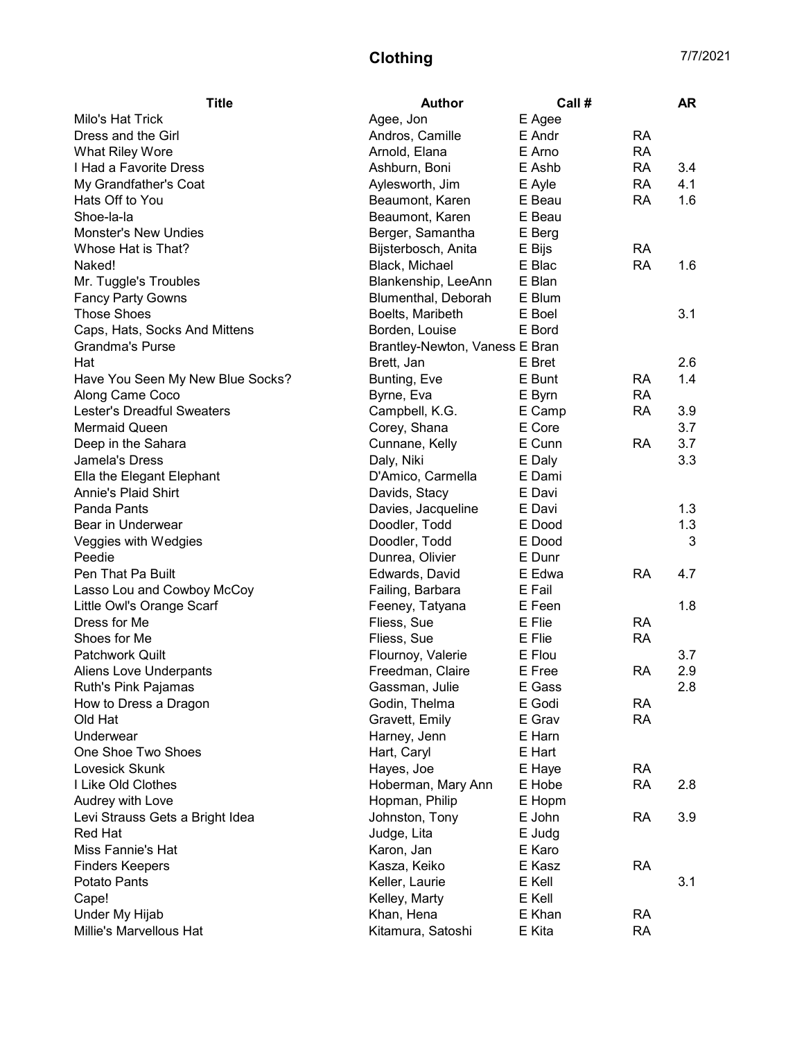# Clothing

7/7/2021

| Title | Author | Call # | | AR |
|---|---|---|---|---|
| Milo's Hat Trick | Agee, Jon | E Agee | | |
| Dress and the Girl | Andros, Camille | E Andr | RA | |
| What Riley Wore | Arnold, Elana | E Arno | RA | |
| I Had a Favorite Dress | Ashburn, Boni | E Ashb | RA | 3.4 |
| My Grandfather's Coat | Aylesworth, Jim | E Ayle | RA | 4.1 |
| Hats Off to You | Beaumont, Karen | E Beau | RA | 1.6 |
| Shoe-la-la | Beaumont, Karen | E Beau | | |
| Monster's New Undies | Berger, Samantha | E Berg | | |
| Whose Hat is That? | Bijsterbosch, Anita | E Bijs | RA | |
| Naked! | Black, Michael | E Blac | RA | 1.6 |
| Mr. Tuggle's Troubles | Blankenship, LeeAnn | E Blan | | |
| Fancy Party Gowns | Blumenthal, Deborah | E Blum | | |
| Those Shoes | Boelts, Maribeth | E Boel | | 3.1 |
| Caps, Hats, Socks And Mittens | Borden, Louise | E Bord | | |
| Grandma's Purse | Brantley-Newton, Vaness | E Bran | | |
| Hat | Brett, Jan | E Bret | | 2.6 |
| Have You Seen My New Blue Socks? | Bunting, Eve | E Bunt | RA | 1.4 |
| Along Came Coco | Byrne, Eva | E Byrn | RA | |
| Lester's Dreadful Sweaters | Campbell, K.G. | E Camp | RA | 3.9 |
| Mermaid Queen | Corey, Shana | E Core | | 3.7 |
| Deep in the Sahara | Cunnane, Kelly | E Cunn | RA | 3.7 |
| Jamela's Dress | Daly, Niki | E Daly | | 3.3 |
| Ella the Elegant Elephant | D'Amico, Carmella | E Dami | | |
| Annie's Plaid Shirt | Davids, Stacy | E Davi | | |
| Panda Pants | Davies, Jacqueline | E Davi | | 1.3 |
| Bear in Underwear | Doodler, Todd | E Dood | | 1.3 |
| Veggies with Wedgies | Doodler, Todd | E Dood | | 3 |
| Peedie | Dunrea, Olivier | E Dunr | | |
| Pen That Pa Built | Edwards, David | E Edwa | RA | 4.7 |
| Lasso Lou and Cowboy McCoy | Failing, Barbara | E Fail | | |
| Little Owl's Orange Scarf | Feeney, Tatyana | E Feen | | 1.8 |
| Dress for Me | Fliess, Sue | E Flie | RA | |
| Shoes for Me | Fliess, Sue | E Flie | RA | |
| Patchwork Quilt | Flournoy, Valerie | E Flou | | 3.7 |
| Aliens Love Underpants | Freedman, Claire | E Free | RA | 2.9 |
| Ruth's Pink Pajamas | Gassman, Julie | E Gass | | 2.8 |
| How to Dress a Dragon | Godin, Thelma | E Godi | RA | |
| Old Hat | Gravett, Emily | E Grav | RA | |
| Underwear | Harney, Jenn | E Harn | | |
| One Shoe Two Shoes | Hart, Caryl | E Hart | | |
| Lovesick Skunk | Hayes, Joe | E Haye | RA | |
| I Like Old Clothes | Hoberman, Mary Ann | E Hobe | RA | 2.8 |
| Audrey with Love | Hopman, Philip | E Hopm | | |
| Levi Strauss Gets a Bright Idea | Johnston, Tony | E John | RA | 3.9 |
| Red Hat | Judge, Lita | E Judg | | |
| Miss Fannie's Hat | Karon, Jan | E Karo | | |
| Finders Keepers | Kasza, Keiko | E Kasz | RA | |
| Potato Pants | Keller, Laurie | E Kell | | 3.1 |
| Cape! | Kelley, Marty | E Kell | | |
| Under My Hijab | Khan, Hena | E Khan | RA | |
| Millie's Marvellous Hat | Kitamura, Satoshi | E Kita | RA | |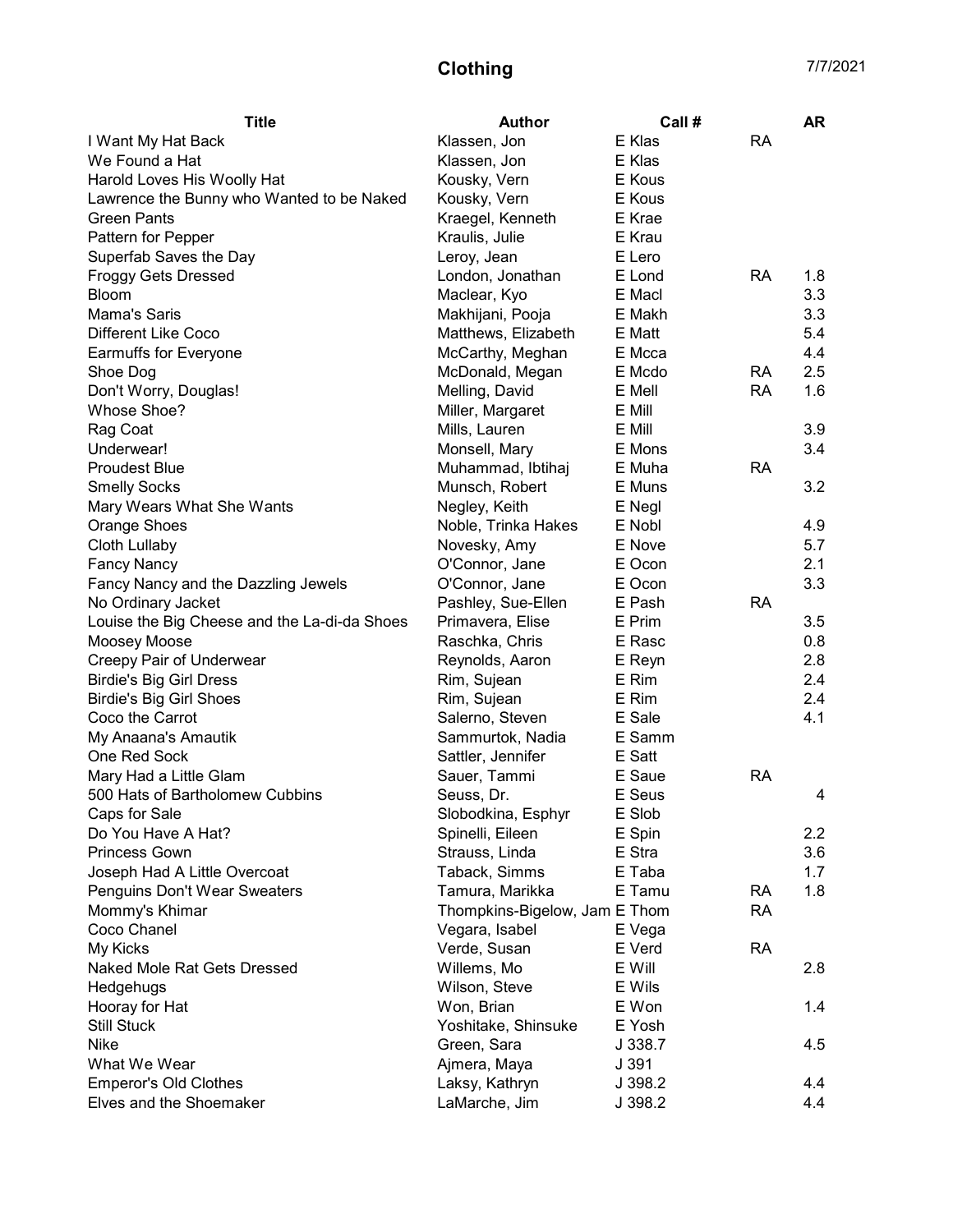# Clothing

7/7/2021

| Title | Author | Call # | | AR |
|---|---|---|---|---|
| I Want My Hat Back | Klassen, Jon | E Klas | RA | |
| We Found a Hat | Klassen, Jon | E Klas | | |
| Harold Loves His Woolly Hat | Kousky, Vern | E Kous | | |
| Lawrence the Bunny who Wanted to be Naked | Kousky, Vern | E Kous | | |
| Green Pants | Kraegel, Kenneth | E Krae | | |
| Pattern for Pepper | Kraulis, Julie | E Krau | | |
| Superfab Saves the Day | Leroy, Jean | E Lero | | |
| Froggy Gets Dressed | London, Jonathan | E Lond | RA | 1.8 |
| Bloom | Maclear, Kyo | E Macl | | 3.3 |
| Mama's Saris | Makhijani, Pooja | E Makh | | 3.3 |
| Different Like Coco | Matthews, Elizabeth | E Matt | | 5.4 |
| Earmuffs for Everyone | McCarthy, Meghan | E Mcca | | 4.4 |
| Shoe Dog | McDonald, Megan | E Mcdo | RA | 2.5 |
| Don't Worry, Douglas! | Melling, David | E Mell | RA | 1.6 |
| Whose Shoe? | Miller, Margaret | E Mill | | |
| Rag Coat | Mills, Lauren | E Mill | | 3.9 |
| Underwear! | Monsell, Mary | E Mons | | 3.4 |
| Proudest Blue | Muhammad, Ibtihaj | E Muha | RA | |
| Smelly Socks | Munsch, Robert | E Muns | | 3.2 |
| Mary Wears What She Wants | Negley, Keith | E Negl | | |
| Orange Shoes | Noble, Trinka Hakes | E Nobl | | 4.9 |
| Cloth Lullaby | Novesky, Amy | E Nove | | 5.7 |
| Fancy Nancy | O'Connor, Jane | E Ocon | | 2.1 |
| Fancy Nancy and the Dazzling Jewels | O'Connor, Jane | E Ocon | | 3.3 |
| No Ordinary Jacket | Pashley, Sue-Ellen | E Pash | RA | |
| Louise the Big Cheese and the La-di-da Shoes | Primavera, Elise | E Prim | | 3.5 |
| Moosey Moose | Raschka, Chris | E Rasc | | 0.8 |
| Creepy Pair of Underwear | Reynolds, Aaron | E Reyn | | 2.8 |
| Birdie's Big Girl Dress | Rim, Sujean | E Rim | | 2.4 |
| Birdie's Big Girl Shoes | Rim, Sujean | E Rim | | 2.4 |
| Coco the Carrot | Salerno, Steven | E Sale | | 4.1 |
| My Anaana's Amautik | Sammurtok, Nadia | E Samm | | |
| One Red Sock | Sattler, Jennifer | E Satt | | |
| Mary Had a Little Glam | Sauer, Tammi | E Saue | RA | |
| 500 Hats of Bartholomew Cubbins | Seuss, Dr. | E Seus | | 4 |
| Caps for Sale | Slobodkina, Esphyr | E Slob | | |
| Do You Have A Hat? | Spinelli, Eileen | E Spin | | 2.2 |
| Princess Gown | Strauss, Linda | E Stra | | 3.6 |
| Joseph Had A Little Overcoat | Taback, Simms | E Taba | | 1.7 |
| Penguins Don't Wear Sweaters | Tamura, Marikka | E Tamu | RA | 1.8 |
| Mommy's Khimar | Thompkins-Bigelow, Jam | E Thom | RA | |
| Coco Chanel | Vegara, Isabel | E Vega | | |
| My Kicks | Verde, Susan | E Verd | RA | |
| Naked Mole Rat Gets Dressed | Willems, Mo | E Will | | 2.8 |
| Hedgehugs | Wilson, Steve | E Wils | | |
| Hooray for Hat | Won, Brian | E Won | | 1.4 |
| Still Stuck | Yoshitake, Shinsuke | E Yosh | | |
| Nike | Green, Sara | J 338.7 | | 4.5 |
| What We Wear | Ajmera, Maya | J 391 | | |
| Emperor's Old Clothes | Laksy, Kathryn | J 398.2 | | 4.4 |
| Elves and the Shoemaker | LaMarche, Jim | J 398.2 | | 4.4 |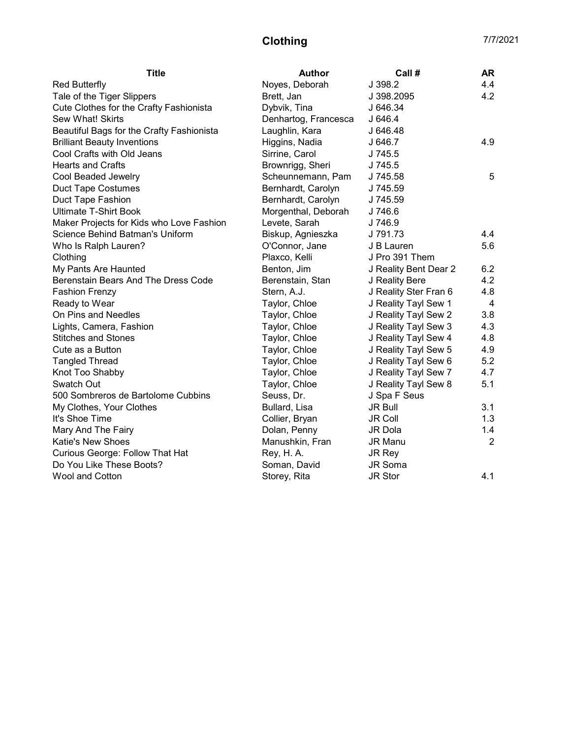# Clothing

7/7/2021

| Title | Author | Call # | AR |
|---|---|---|---|
| Red Butterfly | Noyes, Deborah | J 398.2 | 4.4 |
| Tale of the Tiger Slippers | Brett, Jan | J 398.2095 | 4.2 |
| Cute Clothes for the Crafty Fashionista | Dybvik, Tina | J 646.34 | |
| Sew What! Skirts | Denhartog, Francesca | J 646.4 | |
| Beautiful Bags for the Crafty Fashionista | Laughlin, Kara | J 646.48 | |
| Brilliant Beauty Inventions | Higgins, Nadia | J 646.7 | 4.9 |
| Cool Crafts with Old Jeans | Sirrine, Carol | J 745.5 | |
| Hearts and Crafts | Brownrigg, Sheri | J 745.5 | |
| Cool Beaded Jewelry | Scheunnemann, Pam | J 745.58 | 5 |
| Duct Tape Costumes | Bernhardt, Carolyn | J 745.59 | |
| Duct Tape Fashion | Bernhardt, Carolyn | J 745.59 | |
| Ultimate T-Shirt Book | Morgenthal, Deborah | J 746.6 | |
| Maker Projects for Kids who Love Fashion | Levete, Sarah | J 746.9 | |
| Science Behind Batman's Uniform | Biskup, Agnieszka | J 791.73 | 4.4 |
| Who Is Ralph Lauren? | O'Connor, Jane | J B Lauren | 5.6 |
| Clothing | Plaxco, Kelli | J Pro 391 Them | |
| My Pants Are Haunted | Benton, Jim | J Reality Bent Dear 2 | 6.2 |
| Berenstain Bears And The Dress Code | Berenstain, Stan | J Reality Bere | 4.2 |
| Fashion Frenzy | Stern, A.J. | J Reality Ster Fran 6 | 4.8 |
| Ready to Wear | Taylor, Chloe | J Reality Tayl Sew 1 | 4 |
| On Pins and Needles | Taylor, Chloe | J Reality Tayl Sew 2 | 3.8 |
| Lights, Camera, Fashion | Taylor, Chloe | J Reality Tayl Sew 3 | 4.3 |
| Stitches and Stones | Taylor, Chloe | J Reality Tayl Sew 4 | 4.8 |
| Cute as a Button | Taylor, Chloe | J Reality Tayl Sew 5 | 4.9 |
| Tangled Thread | Taylor, Chloe | J Reality Tayl Sew 6 | 5.2 |
| Knot Too Shabby | Taylor, Chloe | J Reality Tayl Sew 7 | 4.7 |
| Swatch Out | Taylor, Chloe | J Reality Tayl Sew 8 | 5.1 |
| 500 Sombreros de Bartolome Cubbins | Seuss, Dr. | J Spa F Seus | |
| My Clothes, Your Clothes | Bullard, Lisa | JR Bull | 3.1 |
| It's Shoe Time | Collier, Bryan | JR Coll | 1.3 |
| Mary And The Fairy | Dolan, Penny | JR Dola | 1.4 |
| Katie's New Shoes | Manushkin, Fran | JR Manu | 2 |
| Curious George: Follow That Hat | Rey, H. A. | JR Rey | |
| Do You Like These Boots? | Soman, David | JR Soma | |
| Wool and Cotton | Storey, Rita | JR Stor | 4.1 |